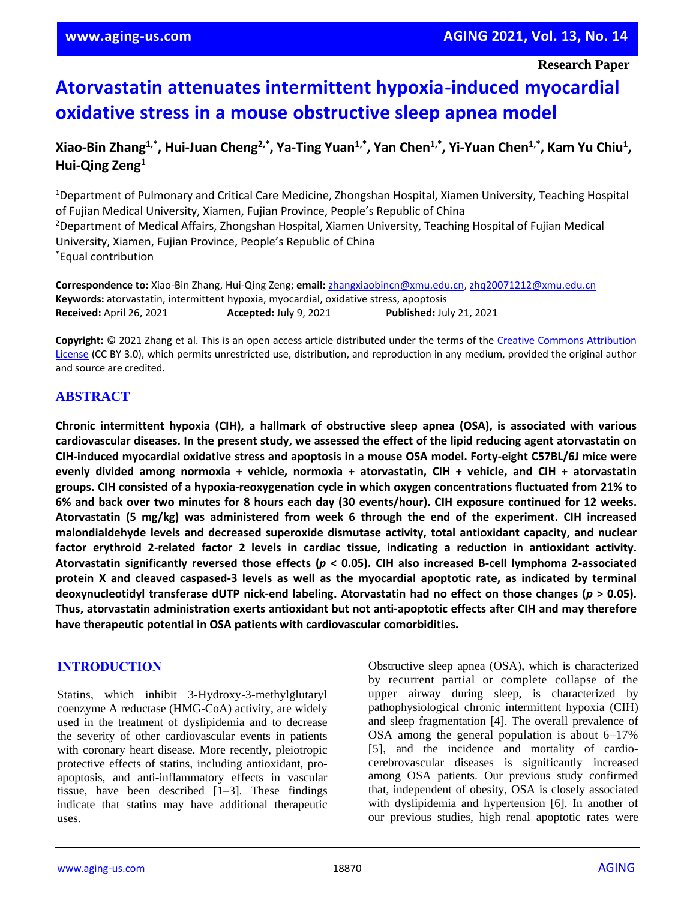Research Paper

# Atorvastatin attenuates intermittent hypoxia-induced myocardial oxidative stress in a mouse obstructive sleep apnea model

**Xiao-Bin Zhang[1,*], Hui-Juan Cheng[2,*], Ya-Ting Yuan[1,*], Yan Chen[1,*], Yi-Yuan Chen[1,*], Kam Yu Chiu[1], Hui-Qing Zeng[1]**

[1]Department of Pulmonary and Critical Care Medicine, Zhongshan Hospital, Xiamen University, Teaching Hospital of Fujian Medical University, Xiamen, Fujian Province, People's Republic of China
[2]Department of Medical Affairs, Zhongshan Hospital, Xiamen University, Teaching Hospital of Fujian Medical University, Xiamen, Fujian Province, People's Republic of China
[*]Equal contribution

**Correspondence to:** Xiao-Bin Zhang, Hui-Qing Zeng; **email:** zhangxiaobincn@xmu.edu.cn, zhq20071212@xmu.edu.cn
**Keywords:** atorvastatin, intermittent hypoxia, myocardial, oxidative stress, apoptosis
**Received:** April 26, 2021 **Accepted:** July 9, 2021 **Published:** July 21, 2021

**Copyright:** © 2021 Zhang et al. This is an open access article distributed under the terms of the Creative Commons Attribution License (CC BY 3.0), which permits unrestricted use, distribution, and reproduction in any medium, provided the original author and source are credited.

## ABSTRACT

**Chronic intermittent hypoxia (CIH), a hallmark of obstructive sleep apnea (OSA), is associated with various cardiovascular diseases. In the present study, we assessed the effect of the lipid reducing agent atorvastatin on CIH-induced myocardial oxidative stress and apoptosis in a mouse OSA model. Forty-eight C57BL/6J mice were evenly divided among normoxia + vehicle, normoxia + atorvastatin, CIH + vehicle, and CIH + atorvastatin groups. CIH consisted of a hypoxia-reoxygenation cycle in which oxygen concentrations fluctuated from 21% to 6% and back over two minutes for 8 hours each day (30 events/hour). CIH exposure continued for 12 weeks. Atorvastatin (5 mg/kg) was administered from week 6 through the end of the experiment. CIH increased malondialdehyde levels and decreased superoxide dismutase activity, total antioxidant capacity, and nuclear factor erythroid 2-related factor 2 levels in cardiac tissue, indicating a reduction in antioxidant activity. Atorvastatin significantly reversed those effects (*$p < 0.05$*). CIH also increased B-cell lymphoma 2-associated protein X and cleaved caspased-3 levels as well as the myocardial apoptotic rate, as indicated by terminal deoxynucleotidyl transferase dUTP nick-end labeling. Atorvastatin had no effect on those changes (*$p > 0.05$*). Thus, atorvastatin administration exerts antioxidant but not anti-apoptotic effects after CIH and may therefore have therapeutic potential in OSA patients with cardiovascular comorbidities.**

## INTRODUCTION

Statins, which inhibit 3-Hydroxy-3-methylglutaryl coenzyme A reductase (HMG-CoA) activity, are widely used in the treatment of dyslipidemia and to decrease the severity of other cardiovascular events in patients with coronary heart disease. More recently, pleiotropic protective effects of statins, including antioxidant, pro-apoptosis, and anti-inflammatory effects in vascular tissue, have been described [1–3]. These findings indicate that statins may have additional therapeutic uses.

Obstructive sleep apnea (OSA), which is characterized by recurrent partial or complete collapse of the upper airway during sleep, is characterized by pathophysiological chronic intermittent hypoxia (CIH) and sleep fragmentation [4]. The overall prevalence of OSA among the general population is about 6–17% [5], and the incidence and mortality of cardio-cerebrovascular diseases is significantly increased among OSA patients. Our previous study confirmed that, independent of obesity, OSA is closely associated with dyslipidemia and hypertension [6]. In another of our previous studies, high renal apoptotic rates were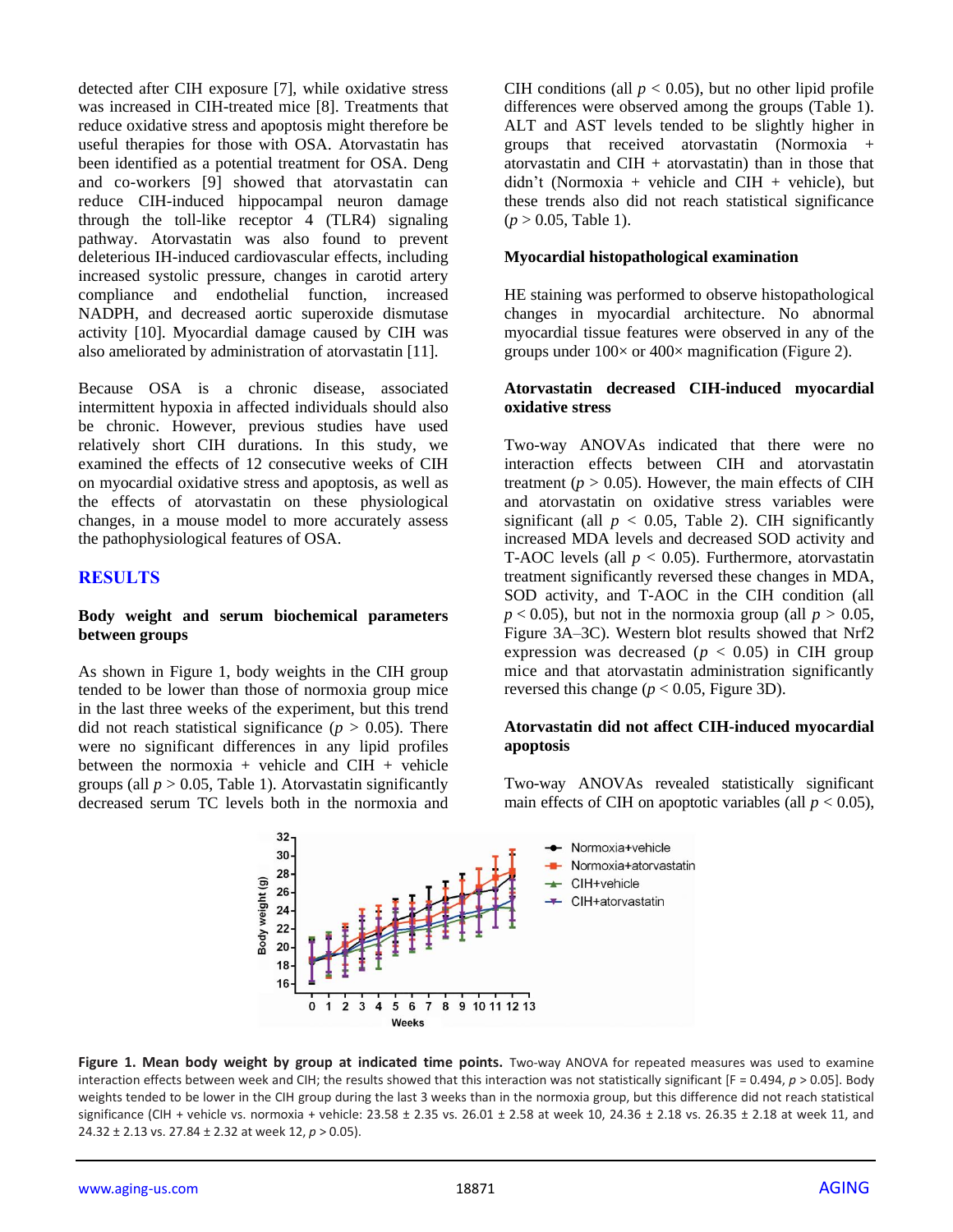detected after CIH exposure [7], while oxidative stress was increased in CIH-treated mice [8]. Treatments that reduce oxidative stress and apoptosis might therefore be useful therapies for those with OSA. Atorvastatin has been identified as a potential treatment for OSA. Deng and co-workers [9] showed that atorvastatin can reduce CIH-induced hippocampal neuron damage through the toll-like receptor 4 (TLR4) signaling pathway. Atorvastatin was also found to prevent deleterious IH-induced cardiovascular effects, including increased systolic pressure, changes in carotid artery compliance and endothelial function, increased NADPH, and decreased aortic superoxide dismutase activity [10]. Myocardial damage caused by CIH was also ameliorated by administration of atorvastatin [11].

Because OSA is a chronic disease, associated intermittent hypoxia in affected individuals should also be chronic. However, previous studies have used relatively short CIH durations. In this study, we examined the effects of 12 consecutive weeks of CIH on myocardial oxidative stress and apoptosis, as well as the effects of atorvastatin on these physiological changes, in a mouse model to more accurately assess the pathophysiological features of OSA.

## RESULTS

### Body weight and serum biochemical parameters between groups

As shown in Figure 1, body weights in the CIH group tended to be lower than those of normoxia group mice in the last three weeks of the experiment, but this trend did not reach statistical significance ($p > 0.05$). There were no significant differences in any lipid profiles between the normoxia + vehicle and CIH + vehicle groups (all $p > 0.05$, Table 1). Atorvastatin significantly decreased serum TC levels both in the normoxia and CIH conditions (all $p < 0.05$), but no other lipid profile differences were observed among the groups (Table 1). ALT and AST levels tended to be slightly higher in groups that received atorvastatin (Normoxia + atorvastatin and CIH + atorvastatin) than in those that didn't (Normoxia + vehicle and CIH + vehicle), but these trends also did not reach statistical significance ($p > 0.05$, Table 1).

### Myocardial histopathological examination

HE staining was performed to observe histopathological changes in myocardial architecture. No abnormal myocardial tissue features were observed in any of the groups under 100× or 400× magnification (Figure 2).

### Atorvastatin decreased CIH-induced myocardial oxidative stress

Two-way ANOVAs indicated that there were no interaction effects between CIH and atorvastatin treatment ($p > 0.05$). However, the main effects of CIH and atorvastatin on oxidative stress variables were significant (all $p < 0.05$, Table 2). CIH significantly increased MDA levels and decreased SOD activity and T-AOC levels (all $p < 0.05$). Furthermore, atorvastatin treatment significantly reversed these changes in MDA, SOD activity, and T-AOC in the CIH condition (all $p < 0.05$), but not in the normoxia group (all $p > 0.05$, Figure 3A–3C). Western blot results showed that Nrf2 expression was decreased ($p < 0.05$) in CIH group mice and that atorvastatin administration significantly reversed this change ($p < 0.05$, Figure 3D).

### Atorvastatin did not affect CIH-induced myocardial apoptosis

Two-way ANOVAs revealed statistically significant main effects of CIH on apoptotic variables (all $p < 0.05$),

**Figure 1. Mean body weight by group at indicated time points.** Two-way ANOVA for repeated measures was used to examine interaction effects between week and CIH; the results showed that this interaction was not statistically significant [F = 0.494, $p > 0.05$]. Body weights tended to be lower in the CIH group during the last 3 weeks than in the normoxia group, but this difference did not reach statistical significance (CIH + vehicle vs. normoxia + vehicle: 23.58 ± 2.35 vs. 26.01 ± 2.58 at week 10, 24.36 ± 2.18 vs. 26.35 ± 2.18 at week 11, and 24.32 ± 2.13 vs. 27.84 ± 2.32 at week 12, $p > 0.05$).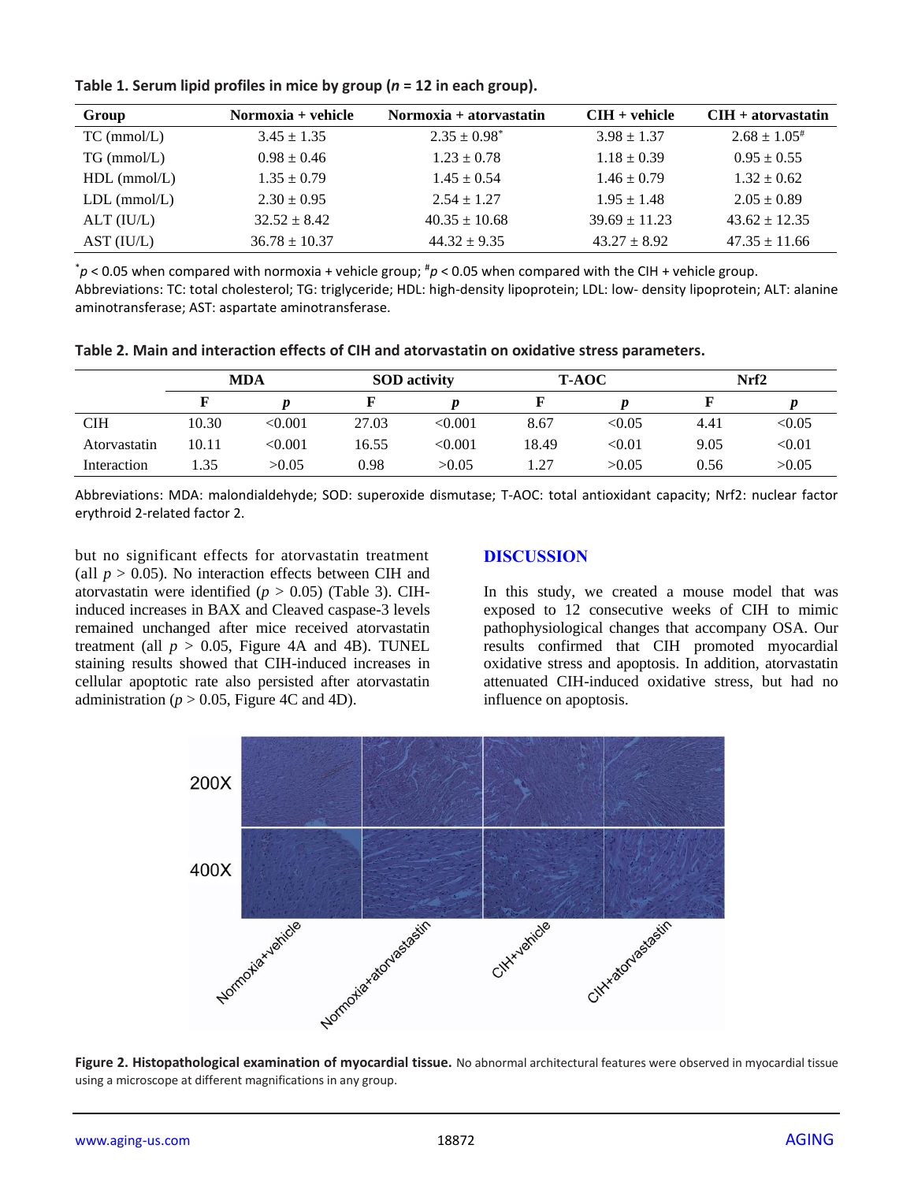**Table 1. Serum lipid profiles in mice by group ($n$ = 12 in each group).**

| Group | Normoxia + vehicle | Normoxia + atorvastatin | CIH + vehicle | CIH + atorvastatin |
|---|---|---|---|---|
| TC (mmol/L) | 3.45 ± 1.35 | 2.35 ± 0.98* | 3.98 ± 1.37 | 2.68 ± 1.05# |
| TG (mmol/L) | 0.98 ± 0.46 | 1.23 ± 0.78 | 1.18 ± 0.39 | 0.95 ± 0.55 |
| HDL (mmol/L) | 1.35 ± 0.79 | 1.45 ± 0.54 | 1.46 ± 0.79 | 1.32 ± 0.62 |
| LDL (mmol/L) | 2.30 ± 0.95 | 2.54 ± 1.27 | 1.95 ± 1.48 | 2.05 ± 0.89 |
| ALT (IU/L) | 32.52 ± 8.42 | 40.35 ± 10.68 | 39.69 ± 11.23 | 43.62 ± 12.35 |
| AST (IU/L) | 36.78 ± 10.37 | 44.32 ± 9.35 | 43.27 ± 8.92 | 47.35 ± 11.66 |

*$p < 0.05$ when compared with normoxia + vehicle group; #$p < 0.05$ when compared with the CIH + vehicle group.
Abbreviations: TC: total cholesterol; TG: triglyceride; HDL: high-density lipoprotein; LDL: low- density lipoprotein; ALT: alanine aminotransferase; AST: aspartate aminotransferase.

**Table 2. Main and interaction effects of CIH and atorvastatin on oxidative stress parameters.**

| | MDA | | SOD activity | | T-AOC | | Nrf2 | |
|---|---|---|---|---|---|---|---|---|
| | F | p | F | p | F | p | F | p |
| CIH | 10.30 | <0.001 | 27.03 | <0.001 | 8.67 | <0.05 | 4.41 | <0.05 |
| Atorvastatin | 10.11 | <0.001 | 16.55 | <0.001 | 18.49 | <0.01 | 9.05 | <0.01 |
| Interaction | 1.35 | >0.05 | 0.98 | >0.05 | 1.27 | >0.05 | 0.56 | >0.05 |

Abbreviations: MDA: malondialdehyde; SOD: superoxide dismutase; T-AOC: total antioxidant capacity; Nrf2: nuclear factor erythroid 2-related factor 2.

but no significant effects for atorvastatin treatment (all $p > 0.05$). No interaction effects between CIH and atorvastatin were identified ($p > 0.05$) (Table 3). CIH-induced increases in BAX and Cleaved caspase-3 levels remained unchanged after mice received atorvastatin treatment (all $p > 0.05$, Figure 4A and 4B). TUNEL staining results showed that CIH-induced increases in cellular apoptotic rate also persisted after atorvastatin administration ($p > 0.05$, Figure 4C and 4D).

## DISCUSSION

In this study, we created a mouse model that was exposed to 12 consecutive weeks of CIH to mimic pathophysiological changes that accompany OSA. Our results confirmed that CIH promoted myocardial oxidative stress and apoptosis. In addition, atorvastatin attenuated CIH-induced oxidative stress, but had no influence on apoptosis.

**Figure 2. Histopathological examination of myocardial tissue.** No abnormal architectural features were observed in myocardial tissue using a microscope at different magnifications in any group.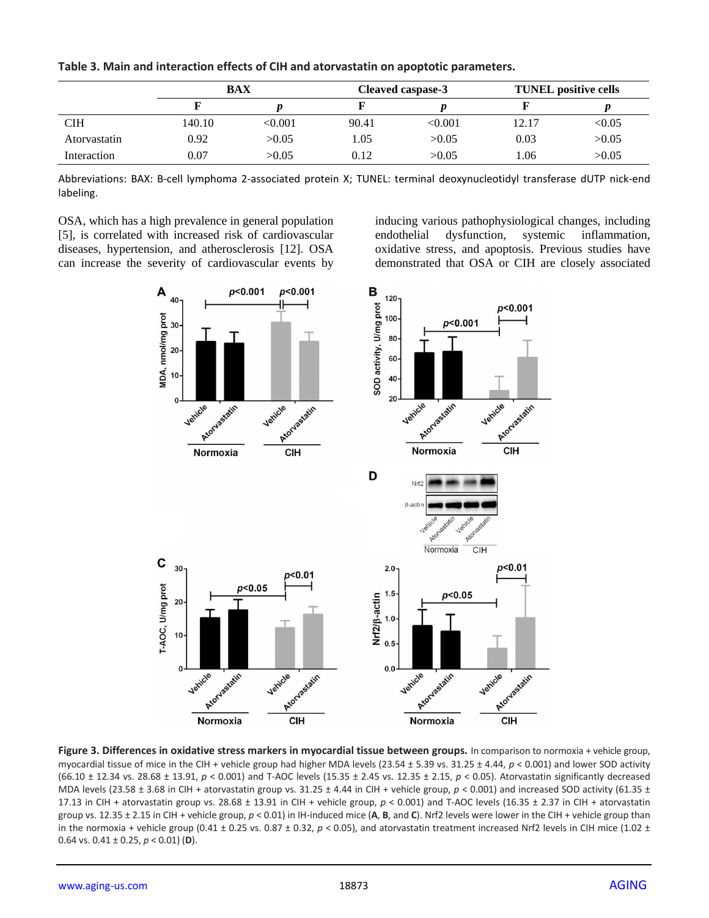**Table 3. Main and interaction effects of CIH and atorvastatin on apoptotic parameters.**

| | BAX | | Cleaved caspase-3 | | TUNEL positive cells | |
|---|---|---|---|---|---|---|
| | F | *p* | F | *p* | F | *p* |
| CIH | 140.10 | <0.001 | 90.41 | <0.001 | 12.17 | <0.05 |
| Atorvastatin | 0.92 | >0.05 | 1.05 | >0.05 | 0.03 | >0.05 |
| Interaction | 0.07 | >0.05 | 0.12 | >0.05 | 1.06 | >0.05 |

Abbreviations: BAX: B-cell lymphoma 2-associated protein X; TUNEL: terminal deoxynucleotidyl transferase dUTP nick-end labeling.

OSA, which has a high prevalence in general population [5], is correlated with increased risk of cardiovascular diseases, hypertension, and atherosclerosis [12]. OSA can increase the severity of cardiovascular events by inducing various pathophysiological changes, including endothelial dysfunction, systemic inflammation, oxidative stress, and apoptosis. Previous studies have demonstrated that OSA or CIH are closely associated

**Figure 3. Differences in oxidative stress markers in myocardial tissue between groups.** In comparison to normoxia + vehicle group, myocardial tissue of mice in the CIH + vehicle group had higher MDA levels (23.54 ± 5.39 vs. 31.25 ± 4.44, $p$ < 0.001) and lower SOD activity (66.10 ± 12.34 vs. 28.68 ± 13.91, $p$ < 0.001) and T-AOC levels (15.35 ± 2.45 vs. 12.35 ± 2.15, $p$ < 0.05). Atorvastatin significantly decreased MDA levels (23.58 ± 3.68 in CIH + atorvastatin group vs. 31.25 ± 4.44 in CIH + vehicle group, $p$ < 0.001) and increased SOD activity (61.35 ± 17.13 in CIH + atorvastatin group vs. 28.68 ± 13.91 in CIH + vehicle group, $p$ < 0.001) and T-AOC levels (16.35 ± 2.37 in CIH + atorvastatin group vs. 12.35 ± 2.15 in CIH + vehicle group, $p$ < 0.01) in IH-induced mice (**A**, **B**, and **C**). Nrf2 levels were lower in the CIH + vehicle group than in the normoxia + vehicle group (0.41 ± 0.25 vs. 0.87 ± 0.32, $p$ < 0.05), and atorvastatin treatment increased Nrf2 levels in CIH mice (1.02 ± 0.64 vs. 0.41 ± 0.25, $p$ < 0.01) (**D**).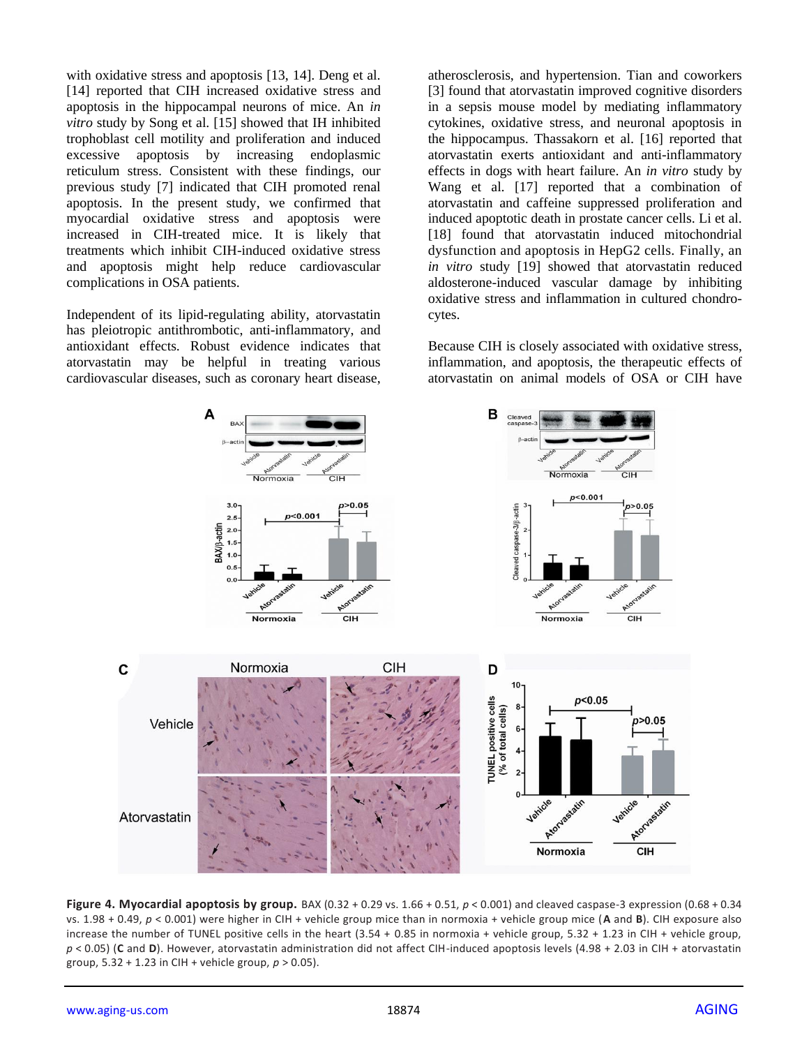with oxidative stress and apoptosis [13, 14]. Deng et al. [14] reported that CIH increased oxidative stress and apoptosis in the hippocampal neurons of mice. An *in vitro* study by Song et al. [15] showed that IH inhibited trophoblast cell motility and proliferation and induced excessive apoptosis by increasing endoplasmic reticulum stress. Consistent with these findings, our previous study [7] indicated that CIH promoted renal apoptosis. In the present study, we confirmed that myocardial oxidative stress and apoptosis were increased in CIH-treated mice. It is likely that treatments which inhibit CIH-induced oxidative stress and apoptosis might help reduce cardiovascular complications in OSA patients.

Independent of its lipid-regulating ability, atorvastatin has pleiotropic antithrombotic, anti-inflammatory, and antioxidant effects. Robust evidence indicates that atorvastatin may be helpful in treating various cardiovascular diseases, such as coronary heart disease, atherosclerosis, and hypertension. Tian and coworkers [3] found that atorvastatin improved cognitive disorders in a sepsis mouse model by mediating inflammatory cytokines, oxidative stress, and neuronal apoptosis in the hippocampus. Thassakorn et al. [16] reported that atorvastatin exerts antioxidant and anti-inflammatory effects in dogs with heart failure. An *in vitro* study by Wang et al. [17] reported that a combination of atorvastatin and caffeine suppressed proliferation and induced apoptotic death in prostate cancer cells. Li et al. [18] found that atorvastatin induced mitochondrial dysfunction and apoptosis in HepG2 cells. Finally, an *in vitro* study [19] showed that atorvastatin reduced aldosterone-induced vascular damage by inhibiting oxidative stress and inflammation in cultured chondrocytes.

Because CIH is closely associated with oxidative stress, inflammation, and apoptosis, the therapeutic effects of atorvastatin on animal models of OSA or CIH have

**Figure 4. Myocardial apoptosis by group.** BAX (0.32 + 0.29 vs. 1.66 + 0.51, $p < 0.001$) and cleaved caspase-3 expression (0.68 + 0.34 vs. 1.98 + 0.49, $p < 0.001$) were higher in CIH + vehicle group mice than in normoxia + vehicle group mice (**A** and **B**). CIH exposure also increase the number of TUNEL positive cells in the heart (3.54 + 0.85 in normoxia + vehicle group, 5.32 + 1.23 in CIH + vehicle group, $p < 0.05$) (**C** and **D**). However, atorvastatin administration did not affect CIH-induced apoptosis levels (4.98 + 2.03 in CIH + atorvastatin group, 5.32 + 1.23 in CIH + vehicle group, $p > 0.05$).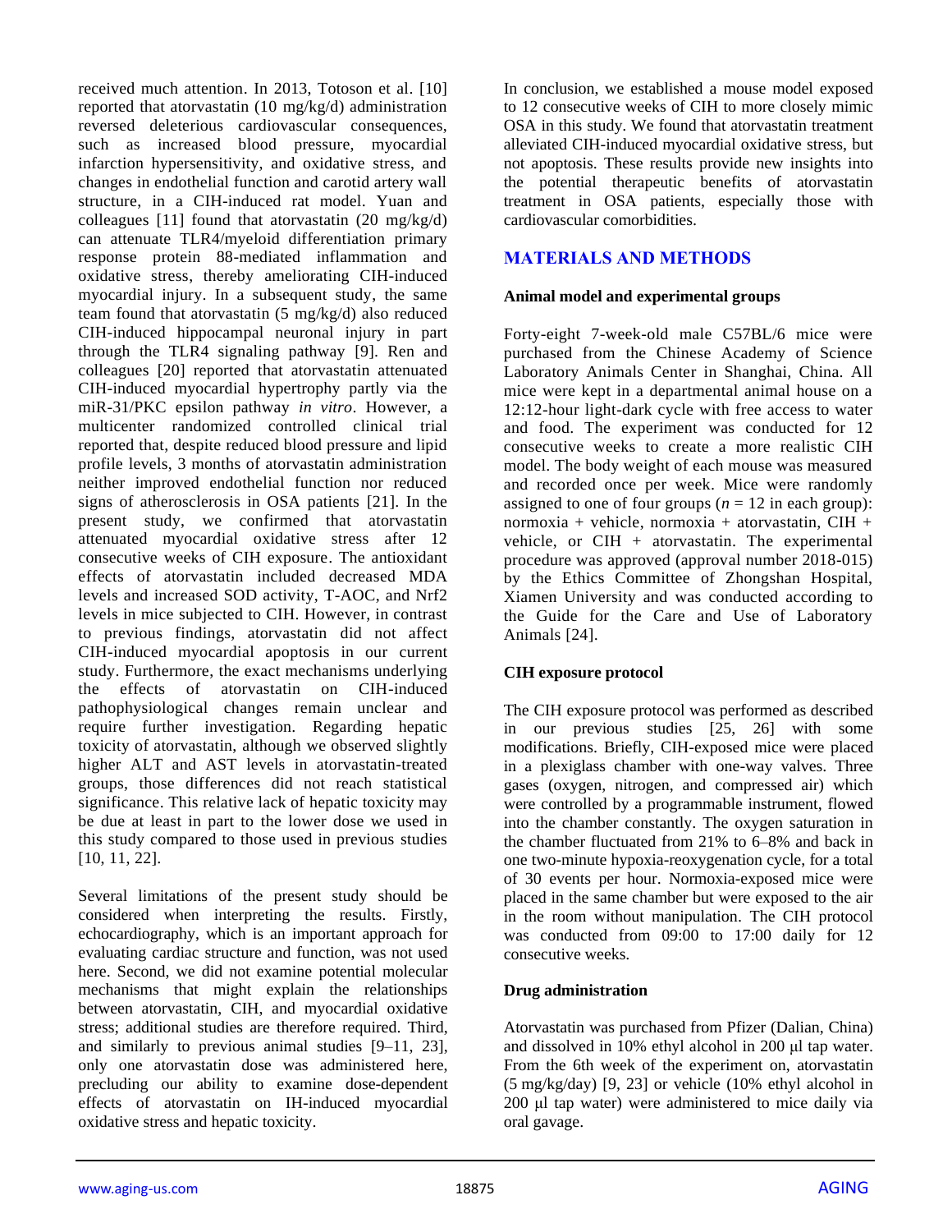received much attention. In 2013, Totoson et al. [10] reported that atorvastatin (10 mg/kg/d) administration reversed deleterious cardiovascular consequences, such as increased blood pressure, myocardial infarction hypersensitivity, and oxidative stress, and changes in endothelial function and carotid artery wall structure, in a CIH-induced rat model. Yuan and colleagues [11] found that atorvastatin (20 mg/kg/d) can attenuate TLR4/myeloid differentiation primary response protein 88-mediated inflammation and oxidative stress, thereby ameliorating CIH-induced myocardial injury. In a subsequent study, the same team found that atorvastatin (5 mg/kg/d) also reduced CIH-induced hippocampal neuronal injury in part through the TLR4 signaling pathway [9]. Ren and colleagues [20] reported that atorvastatin attenuated CIH-induced myocardial hypertrophy partly via the miR-31/PKC epsilon pathway *in vitro*. However, a multicenter randomized controlled clinical trial reported that, despite reduced blood pressure and lipid profile levels, 3 months of atorvastatin administration neither improved endothelial function nor reduced signs of atherosclerosis in OSA patients [21]. In the present study, we confirmed that atorvastatin attenuated myocardial oxidative stress after 12 consecutive weeks of CIH exposure. The antioxidant effects of atorvastatin included decreased MDA levels and increased SOD activity, T-AOC, and Nrf2 levels in mice subjected to CIH. However, in contrast to previous findings, atorvastatin did not affect CIH-induced myocardial apoptosis in our current study. Furthermore, the exact mechanisms underlying the effects of atorvastatin on CIH-induced pathophysiological changes remain unclear and require further investigation. Regarding hepatic toxicity of atorvastatin, although we observed slightly higher ALT and AST levels in atorvastatin-treated groups, those differences did not reach statistical significance. This relative lack of hepatic toxicity may be due at least in part to the lower dose we used in this study compared to those used in previous studies [10, 11, 22].

Several limitations of the present study should be considered when interpreting the results. Firstly, echocardiography, which is an important approach for evaluating cardiac structure and function, was not used here. Second, we did not examine potential molecular mechanisms that might explain the relationships between atorvastatin, CIH, and myocardial oxidative stress; additional studies are therefore required. Third, and similarly to previous animal studies [9–11, 23], only one atorvastatin dose was administered here, precluding our ability to examine dose-dependent effects of atorvastatin on IH-induced myocardial oxidative stress and hepatic toxicity.

In conclusion, we established a mouse model exposed to 12 consecutive weeks of CIH to more closely mimic OSA in this study. We found that atorvastatin treatment alleviated CIH-induced myocardial oxidative stress, but not apoptosis. These results provide new insights into the potential therapeutic benefits of atorvastatin treatment in OSA patients, especially those with cardiovascular comorbidities.

## MATERIALS AND METHODS

### Animal model and experimental groups

Forty-eight 7-week-old male C57BL/6 mice were purchased from the Chinese Academy of Science Laboratory Animals Center in Shanghai, China. All mice were kept in a departmental animal house on a 12:12-hour light-dark cycle with free access to water and food. The experiment was conducted for 12 consecutive weeks to create a more realistic CIH model. The body weight of each mouse was measured and recorded once per week. Mice were randomly assigned to one of four groups ($n = 12$ in each group): normoxia + vehicle, normoxia + atorvastatin, CIH + vehicle, or CIH + atorvastatin. The experimental procedure was approved (approval number 2018-015) by the Ethics Committee of Zhongshan Hospital, Xiamen University and was conducted according to the Guide for the Care and Use of Laboratory Animals [24].

### CIH exposure protocol

The CIH exposure protocol was performed as described in our previous studies [25, 26] with some modifications. Briefly, CIH-exposed mice were placed in a plexiglass chamber with one-way valves. Three gases (oxygen, nitrogen, and compressed air) which were controlled by a programmable instrument, flowed into the chamber constantly. The oxygen saturation in the chamber fluctuated from 21% to 6–8% and back in one two-minute hypoxia-reoxygenation cycle, for a total of 30 events per hour. Normoxia-exposed mice were placed in the same chamber but were exposed to the air in the room without manipulation. The CIH protocol was conducted from 09:00 to 17:00 daily for 12 consecutive weeks.

### Drug administration

Atorvastatin was purchased from Pfizer (Dalian, China) and dissolved in 10% ethyl alcohol in 200 μl tap water. From the 6th week of the experiment on, atorvastatin (5 mg/kg/day) [9, 23] or vehicle (10% ethyl alcohol in 200 μl tap water) were administered to mice daily via oral gavage.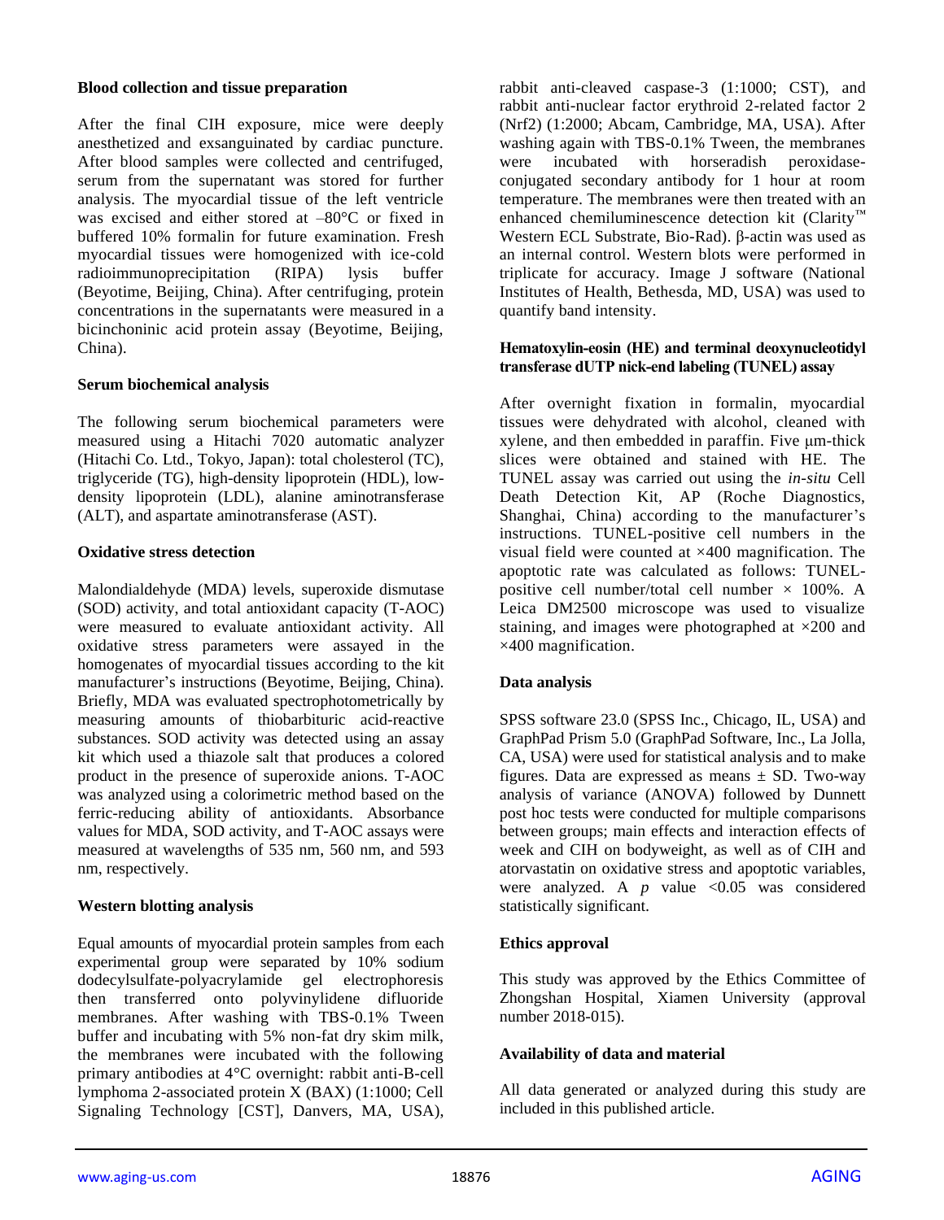### Blood collection and tissue preparation

After the final CIH exposure, mice were deeply anesthetized and exsanguinated by cardiac puncture. After blood samples were collected and centrifuged, serum from the supernatant was stored for further analysis. The myocardial tissue of the left ventricle was excised and either stored at –80°C or fixed in buffered 10% formalin for future examination. Fresh myocardial tissues were homogenized with ice-cold radioimmunoprecipitation (RIPA) lysis buffer (Beyotime, Beijing, China). After centrifuging, protein concentrations in the supernatants were measured in a bicinchoninic acid protein assay (Beyotime, Beijing, China).

### Serum biochemical analysis

The following serum biochemical parameters were measured using a Hitachi 7020 automatic analyzer (Hitachi Co. Ltd., Tokyo, Japan): total cholesterol (TC), triglyceride (TG), high-density lipoprotein (HDL), low-density lipoprotein (LDL), alanine aminotransferase (ALT), and aspartate aminotransferase (AST).

### Oxidative stress detection

Malondialdehyde (MDA) levels, superoxide dismutase (SOD) activity, and total antioxidant capacity (T-AOC) were measured to evaluate antioxidant activity. All oxidative stress parameters were assayed in the homogenates of myocardial tissues according to the kit manufacturer's instructions (Beyotime, Beijing, China). Briefly, MDA was evaluated spectrophotometrically by measuring amounts of thiobarbituric acid-reactive substances. SOD activity was detected using an assay kit which used a thiazole salt that produces a colored product in the presence of superoxide anions. T-AOC was analyzed using a colorimetric method based on the ferric-reducing ability of antioxidants. Absorbance values for MDA, SOD activity, and T-AOC assays were measured at wavelengths of 535 nm, 560 nm, and 593 nm, respectively.

### Western blotting analysis

Equal amounts of myocardial protein samples from each experimental group were separated by 10% sodium dodecylsulfate-polyacrylamide gel electrophoresis then transferred onto polyvinylidene difluoride membranes. After washing with TBS-0.1% Tween buffer and incubating with 5% non-fat dry skim milk, the membranes were incubated with the following primary antibodies at 4°C overnight: rabbit anti-B-cell lymphoma 2-associated protein X (BAX) (1:1000; Cell Signaling Technology [CST], Danvers, MA, USA), rabbit anti-cleaved caspase-3 (1:1000; CST), and rabbit anti-nuclear factor erythroid 2-related factor 2 (Nrf2) (1:2000; Abcam, Cambridge, MA, USA). After washing again with TBS-0.1% Tween, the membranes were incubated with horseradish peroxidase-conjugated secondary antibody for 1 hour at room temperature. The membranes were then treated with an enhanced chemiluminescence detection kit (Clarity™ Western ECL Substrate, Bio-Rad). β-actin was used as an internal control. Western blots were performed in triplicate for accuracy. Image J software (National Institutes of Health, Bethesda, MD, USA) was used to quantify band intensity.

### Hematoxylin-eosin (HE) and terminal deoxynucleotidyl transferase dUTP nick-end labeling (TUNEL) assay

After overnight fixation in formalin, myocardial tissues were dehydrated with alcohol, cleaned with xylene, and then embedded in paraffin. Five μm-thick slices were obtained and stained with HE. The TUNEL assay was carried out using the *in-situ* Cell Death Detection Kit, AP (Roche Diagnostics, Shanghai, China) according to the manufacturer's instructions. TUNEL-positive cell numbers in the visual field were counted at ×400 magnification. The apoptotic rate was calculated as follows: TUNEL-positive cell number/total cell number × 100%. A Leica DM2500 microscope was used to visualize staining, and images were photographed at ×200 and ×400 magnification.

### Data analysis

SPSS software 23.0 (SPSS Inc., Chicago, IL, USA) and GraphPad Prism 5.0 (GraphPad Software, Inc., La Jolla, CA, USA) were used for statistical analysis and to make figures. Data are expressed as means ± SD. Two-way analysis of variance (ANOVA) followed by Dunnett post hoc tests were conducted for multiple comparisons between groups; main effects and interaction effects of week and CIH on bodyweight, as well as of CIH and atorvastatin on oxidative stress and apoptotic variables, were analyzed. A $p$ value <0.05 was considered statistically significant.

### Ethics approval

This study was approved by the Ethics Committee of Zhongshan Hospital, Xiamen University (approval number 2018-015).

### Availability of data and material

All data generated or analyzed during this study are included in this published article.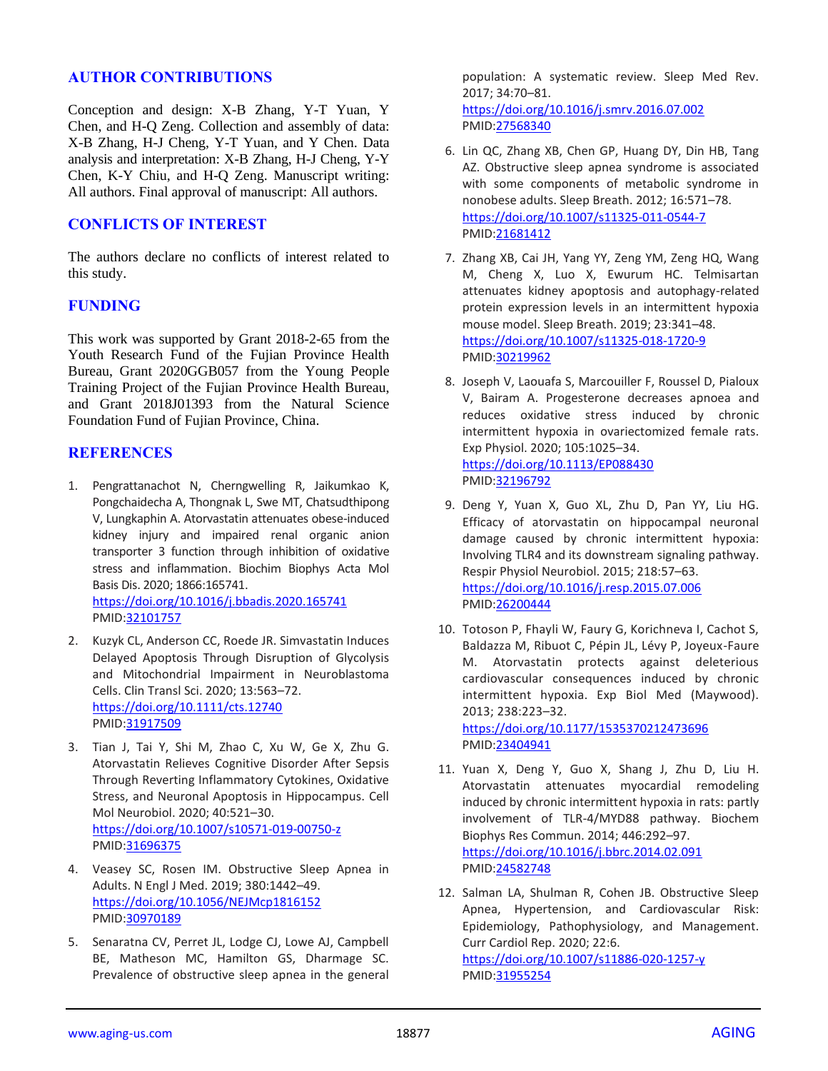## AUTHOR CONTRIBUTIONS

Conception and design: X-B Zhang, Y-T Yuan, Y Chen, and H-Q Zeng. Collection and assembly of data: X-B Zhang, H-J Cheng, Y-T Yuan, and Y Chen. Data analysis and interpretation: X-B Zhang, H-J Cheng, Y-Y Chen, K-Y Chiu, and H-Q Zeng. Manuscript writing: All authors. Final approval of manuscript: All authors.

## CONFLICTS OF INTEREST

The authors declare no conflicts of interest related to this study.

## FUNDING

This work was supported by Grant 2018-2-65 from the Youth Research Fund of the Fujian Province Health Bureau, Grant 2020GGB057 from the Young People Training Project of the Fujian Province Health Bureau, and Grant 2018J01393 from the Natural Science Foundation Fund of Fujian Province, China.

## REFERENCES

1. Pengrattanachot N, Cherngwelling R, Jaikumkao K, Pongchaidecha A, Thongnak L, Swe MT, Chatsudthipong V, Lungkaphin A. Atorvastatin attenuates obese-induced kidney injury and impaired renal organic anion transporter 3 function through inhibition of oxidative stress and inflammation. Biochim Biophys Acta Mol Basis Dis. 2020; 1866:165741. https://doi.org/10.1016/j.bbadis.2020.165741 PMID:32101757

2. Kuzyk CL, Anderson CC, Roede JR. Simvastatin Induces Delayed Apoptosis Through Disruption of Glycolysis and Mitochondrial Impairment in Neuroblastoma Cells. Clin Transl Sci. 2020; 13:563–72. https://doi.org/10.1111/cts.12740 PMID:31917509

3. Tian J, Tai Y, Shi M, Zhao C, Xu W, Ge X, Zhu G. Atorvastatin Relieves Cognitive Disorder After Sepsis Through Reverting Inflammatory Cytokines, Oxidative Stress, and Neuronal Apoptosis in Hippocampus. Cell Mol Neurobiol. 2020; 40:521–30. https://doi.org/10.1007/s10571-019-00750-z PMID:31696375

4. Veasey SC, Rosen IM. Obstructive Sleep Apnea in Adults. N Engl J Med. 2019; 380:1442–49. https://doi.org/10.1056/NEJMcp1816152 PMID:30970189

5. Senaratna CV, Perret JL, Lodge CJ, Lowe AJ, Campbell BE, Matheson MC, Hamilton GS, Dharmage SC. Prevalence of obstructive sleep apnea in the general population: A systematic review. Sleep Med Rev. 2017; 34:70–81. https://doi.org/10.1016/j.smrv.2016.07.002 PMID:27568340

6. Lin QC, Zhang XB, Chen GP, Huang DY, Din HB, Tang AZ. Obstructive sleep apnea syndrome is associated with some components of metabolic syndrome in nonobese adults. Sleep Breath. 2012; 16:571–78. https://doi.org/10.1007/s11325-011-0544-7 PMID:21681412

7. Zhang XB, Cai JH, Yang YY, Zeng YM, Zeng HQ, Wang M, Cheng X, Luo X, Ewurum HC. Telmisartan attenuates kidney apoptosis and autophagy-related protein expression levels in an intermittent hypoxia mouse model. Sleep Breath. 2019; 23:341–48. https://doi.org/10.1007/s11325-018-1720-9 PMID:30219962

8. Joseph V, Laouafa S, Marcouiller F, Roussel D, Pialoux V, Bairam A. Progesterone decreases apnoea and reduces oxidative stress induced by chronic intermittent hypoxia in ovariectomized female rats. Exp Physiol. 2020; 105:1025–34. https://doi.org/10.1113/EP088430 PMID:32196792

9. Deng Y, Yuan X, Guo XL, Zhu D, Pan YY, Liu HG. Efficacy of atorvastatin on hippocampal neuronal damage caused by chronic intermittent hypoxia: Involving TLR4 and its downstream signaling pathway. Respir Physiol Neurobiol. 2015; 218:57–63. https://doi.org/10.1016/j.resp.2015.07.006 PMID:26200444

10. Totoson P, Fhayli W, Faury G, Korichneva I, Cachot S, Baldazza M, Ribuot C, Pépin JL, Lévy P, Joyeux-Faure M. Atorvastatin protects against deleterious cardiovascular consequences induced by chronic intermittent hypoxia. Exp Biol Med (Maywood). 2013; 238:223–32. https://doi.org/10.1177/1535370212473696 PMID:23404941

11. Yuan X, Deng Y, Guo X, Shang J, Zhu D, Liu H. Atorvastatin attenuates myocardial remodeling induced by chronic intermittent hypoxia in rats: partly involvement of TLR-4/MYD88 pathway. Biochem Biophys Res Commun. 2014; 446:292–97. https://doi.org/10.1016/j.bbrc.2014.02.091 PMID:24582748

12. Salman LA, Shulman R, Cohen JB. Obstructive Sleep Apnea, Hypertension, and Cardiovascular Risk: Epidemiology, Pathophysiology, and Management. Curr Cardiol Rep. 2020; 22:6. https://doi.org/10.1007/s11886-020-1257-y PMID:31955254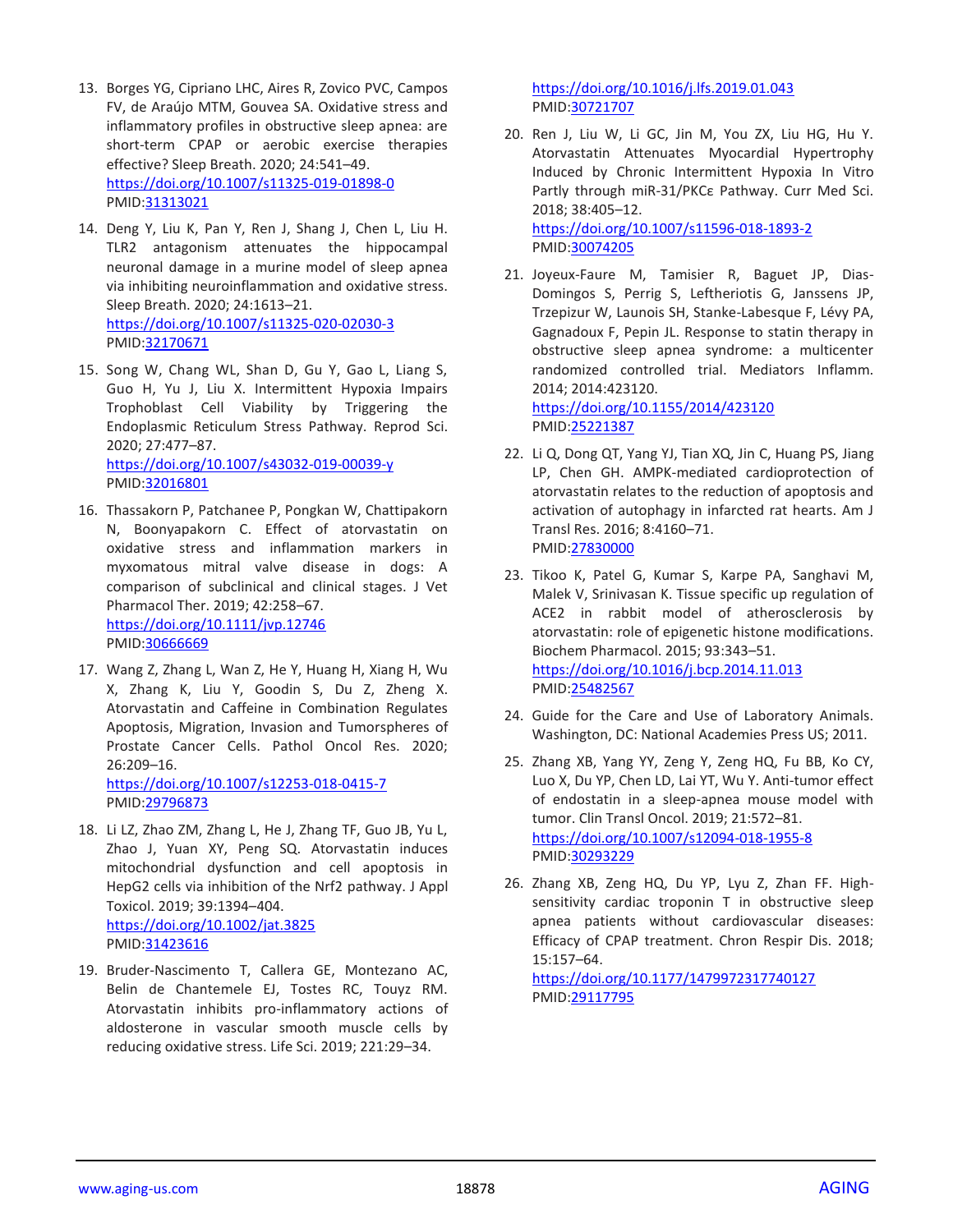13. Borges YG, Cipriano LHC, Aires R, Zovico PVC, Campos FV, de Araújo MTM, Gouvea SA. Oxidative stress and inflammatory profiles in obstructive sleep apnea: are short-term CPAP or aerobic exercise therapies effective? Sleep Breath. 2020; 24:541–49. https://doi.org/10.1007/s11325-019-01898-0 PMID:31313021

14. Deng Y, Liu K, Pan Y, Ren J, Shang J, Chen L, Liu H. TLR2 antagonism attenuates the hippocampal neuronal damage in a murine model of sleep apnea via inhibiting neuroinflammation and oxidative stress. Sleep Breath. 2020; 24:1613–21. https://doi.org/10.1007/s11325-020-02030-3 PMID:32170671

15. Song W, Chang WL, Shan D, Gu Y, Gao L, Liang S, Guo H, Yu J, Liu X. Intermittent Hypoxia Impairs Trophoblast Cell Viability by Triggering the Endoplasmic Reticulum Stress Pathway. Reprod Sci. 2020; 27:477–87. https://doi.org/10.1007/s43032-019-00039-y PMID:32016801

16. Thassakorn P, Patchanee P, Pongkan W, Chattipakorn N, Boonyapakorn C. Effect of atorvastatin on oxidative stress and inflammation markers in myxomatous mitral valve disease in dogs: A comparison of subclinical and clinical stages. J Vet Pharmacol Ther. 2019; 42:258–67. https://doi.org/10.1111/jvp.12746 PMID:30666669

17. Wang Z, Zhang L, Wan Z, He Y, Huang H, Xiang H, Wu X, Zhang K, Liu Y, Goodin S, Du Z, Zheng X. Atorvastatin and Caffeine in Combination Regulates Apoptosis, Migration, Invasion and Tumorspheres of Prostate Cancer Cells. Pathol Oncol Res. 2020; 26:209–16. https://doi.org/10.1007/s12253-018-0415-7 PMID:29796873

18. Li LZ, Zhao ZM, Zhang L, He J, Zhang TF, Guo JB, Yu L, Zhao J, Yuan XY, Peng SQ. Atorvastatin induces mitochondrial dysfunction and cell apoptosis in HepG2 cells via inhibition of the Nrf2 pathway. J Appl Toxicol. 2019; 39:1394–404. https://doi.org/10.1002/jat.3825 PMID:31423616

19. Bruder-Nascimento T, Callera GE, Montezano AC, Belin de Chantemele EJ, Tostes RC, Touyz RM. Atorvastatin inhibits pro-inflammatory actions of aldosterone in vascular smooth muscle cells by reducing oxidative stress. Life Sci. 2019; 221:29–34. https://doi.org/10.1016/j.lfs.2019.01.043 PMID:30721707

20. Ren J, Liu W, Li GC, Jin M, You ZX, Liu HG, Hu Y. Atorvastatin Attenuates Myocardial Hypertrophy Induced by Chronic Intermittent Hypoxia In Vitro Partly through miR-31/PKCε Pathway. Curr Med Sci. 2018; 38:405–12. https://doi.org/10.1007/s11596-018-1893-2 PMID:30074205

21. Joyeux-Faure M, Tamisier R, Baguet JP, Dias-Domingos S, Perrig S, Leftheriotis G, Janssens JP, Trzepizur W, Launois SH, Stanke-Labesque F, Lévy PA, Gagnadoux F, Pepin JL. Response to statin therapy in obstructive sleep apnea syndrome: a multicenter randomized controlled trial. Mediators Inflamm. 2014; 2014:423120. https://doi.org/10.1155/2014/423120 PMID:25221387

22. Li Q, Dong QT, Yang YJ, Tian XQ, Jin C, Huang PS, Jiang LP, Chen GH. AMPK-mediated cardioprotection of atorvastatin relates to the reduction of apoptosis and activation of autophagy in infarcted rat hearts. Am J Transl Res. 2016; 8:4160–71. PMID:27830000

23. Tikoo K, Patel G, Kumar S, Karpe PA, Sanghavi M, Malek V, Srinivasan K. Tissue specific up regulation of ACE2 in rabbit model of atherosclerosis by atorvastatin: role of epigenetic histone modifications. Biochem Pharmacol. 2015; 93:343–51. https://doi.org/10.1016/j.bcp.2014.11.013 PMID:25482567

24. Guide for the Care and Use of Laboratory Animals. Washington, DC: National Academies Press US; 2011.

25. Zhang XB, Yang YY, Zeng Y, Zeng HQ, Fu BB, Ko CY, Luo X, Du YP, Chen LD, Lai YT, Wu Y. Anti-tumor effect of endostatin in a sleep-apnea mouse model with tumor. Clin Transl Oncol. 2019; 21:572–81. https://doi.org/10.1007/s12094-018-1955-8 PMID:30293229

26. Zhang XB, Zeng HQ, Du YP, Lyu Z, Zhan FF. High-sensitivity cardiac troponin T in obstructive sleep apnea patients without cardiovascular diseases: Efficacy of CPAP treatment. Chron Respir Dis. 2018; 15:157–64. https://doi.org/10.1177/1479972317740127 PMID:29117795